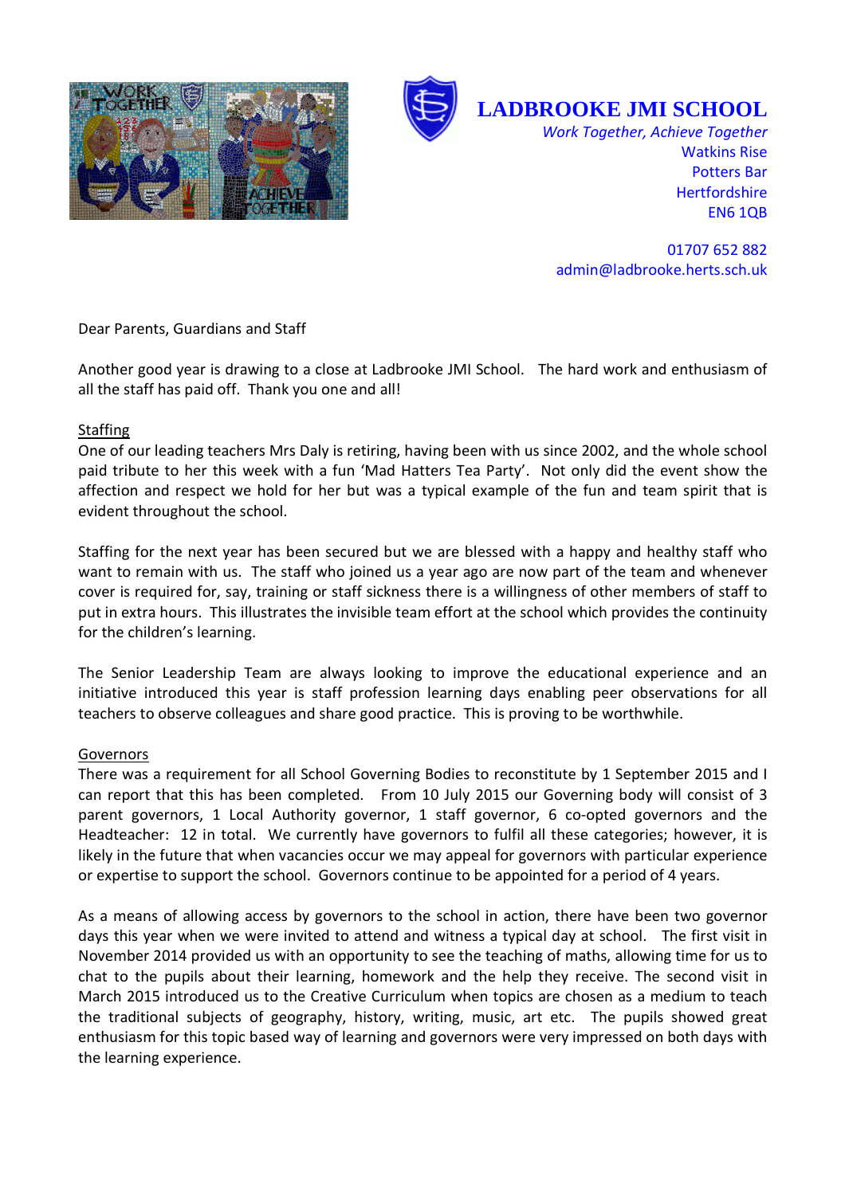# LADBROOKE JMI SCHOOL

*Work Together, Achieve Together*
Watkins Rise
Potters Bar
Hertfordshire
EN6 1QB

01707 652 882
admin@ladbrooke.herts.sch.uk

Dear Parents, Guardians and Staff

Another good year is drawing to a close at Ladbrooke JMI School. The hard work and enthusiasm of all the staff has paid off. Thank you one and all!

## Staffing

One of our leading teachers Mrs Daly is retiring, having been with us since 2002, and the whole school paid tribute to her this week with a fun 'Mad Hatters Tea Party'. Not only did the event show the affection and respect we hold for her but was a typical example of the fun and team spirit that is evident throughout the school.

Staffing for the next year has been secured but we are blessed with a happy and healthy staff who want to remain with us. The staff who joined us a year ago are now part of the team and whenever cover is required for, say, training or staff sickness there is a willingness of other members of staff to put in extra hours. This illustrates the invisible team effort at the school which provides the continuity for the children's learning.

The Senior Leadership Team are always looking to improve the educational experience and an initiative introduced this year is staff profession learning days enabling peer observations for all teachers to observe colleagues and share good practice. This is proving to be worthwhile.

## Governors

There was a requirement for all School Governing Bodies to reconstitute by 1 September 2015 and I can report that this has been completed. From 10 July 2015 our Governing body will consist of 3 parent governors, 1 Local Authority governor, 1 staff governor, 6 co-opted governors and the Headteacher: 12 in total. We currently have governors to fulfil all these categories; however, it is likely in the future that when vacancies occur we may appeal for governors with particular experience or expertise to support the school. Governors continue to be appointed for a period of 4 years.

As a means of allowing access by governors to the school in action, there have been two governor days this year when we were invited to attend and witness a typical day at school. The first visit in November 2014 provided us with an opportunity to see the teaching of maths, allowing time for us to chat to the pupils about their learning, homework and the help they receive. The second visit in March 2015 introduced us to the Creative Curriculum when topics are chosen as a medium to teach the traditional subjects of geography, history, writing, music, art etc. The pupils showed great enthusiasm for this topic based way of learning and governors were very impressed on both days with the learning experience.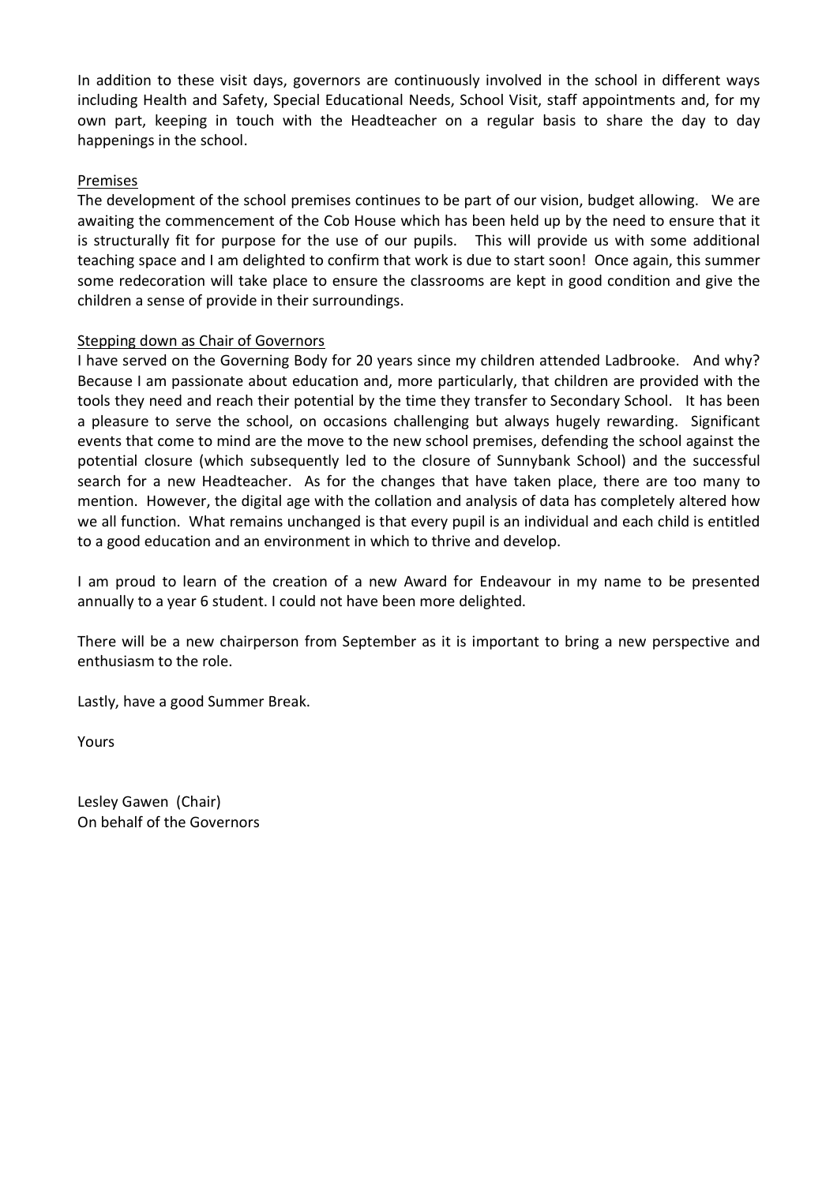In addition to these visit days, governors are continuously involved in the school in different ways including Health and Safety, Special Educational Needs, School Visit, staff appointments and, for my own part, keeping in touch with the Headteacher on a regular basis to share the day to day happenings in the school.

<u>Premises</u>

The development of the school premises continues to be part of our vision, budget allowing. We are awaiting the commencement of the Cob House which has been held up by the need to ensure that it is structurally fit for purpose for the use of our pupils. This will provide us with some additional teaching space and I am delighted to confirm that work is due to start soon! Once again, this summer some redecoration will take place to ensure the classrooms are kept in good condition and give the children a sense of provide in their surroundings.

<u>Stepping down as Chair of Governors</u>

I have served on the Governing Body for 20 years since my children attended Ladbrooke. And why? Because I am passionate about education and, more particularly, that children are provided with the tools they need and reach their potential by the time they transfer to Secondary School. It has been a pleasure to serve the school, on occasions challenging but always hugely rewarding. Significant events that come to mind are the move to the new school premises, defending the school against the potential closure (which subsequently led to the closure of Sunnybank School) and the successful search for a new Headteacher. As for the changes that have taken place, there are too many to mention. However, the digital age with the collation and analysis of data has completely altered how we all function. What remains unchanged is that every pupil is an individual and each child is entitled to a good education and an environment in which to thrive and develop.

I am proud to learn of the creation of a new Award for Endeavour in my name to be presented annually to a year 6 student. I could not have been more delighted.

There will be a new chairperson from September as it is important to bring a new perspective and enthusiasm to the role.

Lastly, have a good Summer Break.

Yours

Lesley Gawen (Chair)  
On behalf of the Governors